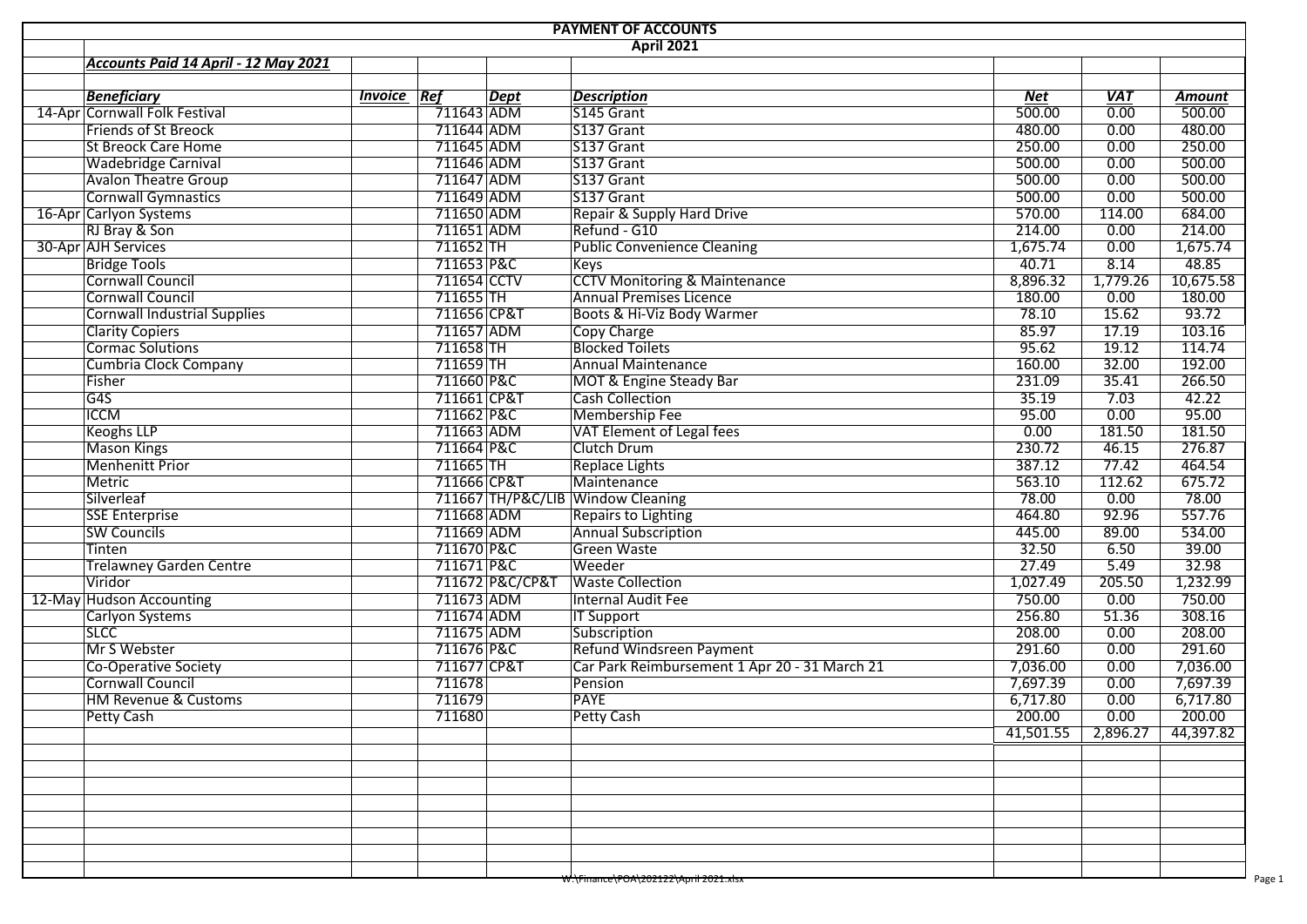# PAYMENT OF ACCOUNTS

## April 2021

***Accounts Paid 14 April - 12 May 2021***

| | *Beneficiary* | *Invoice* | *Ref* | *Dept* | *Description* | *Net* | *VAT* | *Amount* |
|---|---|---|---|---|---|---|---|---|
| 14-Apr | Cornwall Folk Festival | | 711643 | ADM | S145 Grant | 500.00 | 0.00 | 500.00 |
| | Friends of St Breock | | 711644 | ADM | S137 Grant | 480.00 | 0.00 | 480.00 |
| | St Breock Care Home | | 711645 | ADM | S137 Grant | 250.00 | 0.00 | 250.00 |
| | Wadebridge Carnival | | 711646 | ADM | S137 Grant | 500.00 | 0.00 | 500.00 |
| | Avalon Theatre Group | | 711647 | ADM | S137 Grant | 500.00 | 0.00 | 500.00 |
| | Cornwall Gymnastics | | 711649 | ADM | S137 Grant | 500.00 | 0.00 | 500.00 |
| 16-Apr | Carlyon Systems | | 711650 | ADM | Repair & Supply Hard Drive | 570.00 | 114.00 | 684.00 |
| | RJ Bray & Son | | 711651 | ADM | Refund - G10 | 214.00 | 0.00 | 214.00 |
| 30-Apr | AJH Services | | 711652 | TH | Public Convenience Cleaning | 1,675.74 | 0.00 | 1,675.74 |
| | Bridge Tools | | 711653 | P&C | Keys | 40.71 | 8.14 | 48.85 |
| | Cornwall Council | | 711654 | CCTV | CCTV Monitoring & Maintenance | 8,896.32 | 1,779.26 | 10,675.58 |
| | Cornwall Council | | 711655 | TH | Annual Premises Licence | 180.00 | 0.00 | 180.00 |
| | Cornwall Industrial Supplies | | 711656 | CP&T | Boots & Hi-Viz Body Warmer | 78.10 | 15.62 | 93.72 |
| | Clarity Copiers | | 711657 | ADM | Copy Charge | 85.97 | 17.19 | 103.16 |
| | Cormac Solutions | | 711658 | TH | Blocked Toilets | 95.62 | 19.12 | 114.74 |
| | Cumbria Clock Company | | 711659 | TH | Annual Maintenance | 160.00 | 32.00 | 192.00 |
| | Fisher | | 711660 | P&C | MOT & Engine Steady Bar | 231.09 | 35.41 | 266.50 |
| | G4S | | 711661 | CP&T | Cash Collection | 35.19 | 7.03 | 42.22 |
| | ICCM | | 711662 | P&C | Membership Fee | 95.00 | 0.00 | 95.00 |
| | Keoghs LLP | | 711663 | ADM | VAT Element of Legal fees | 0.00 | 181.50 | 181.50 |
| | Mason Kings | | 711664 | P&C | Clutch Drum | 230.72 | 46.15 | 276.87 |
| | Menhenitt Prior | | 711665 | TH | Replace Lights | 387.12 | 77.42 | 464.54 |
| | Metric | | 711666 | CP&T | Maintenance | 563.10 | 112.62 | 675.72 |
| | Silverleaf | | 711667 | TH/P&C/LIB | Window Cleaning | 78.00 | 0.00 | 78.00 |
| | SSE Enterprise | | 711668 | ADM | Repairs to Lighting | 464.80 | 92.96 | 557.76 |
| | SW Councils | | 711669 | ADM | Annual Subscription | 445.00 | 89.00 | 534.00 |
| | Tinten | | 711670 | P&C | Green Waste | 32.50 | 6.50 | 39.00 |
| | Trelawney Garden Centre | | 711671 | P&C | Weeder | 27.49 | 5.49 | 32.98 |
| | Viridor | | 711672 | P&C/CP&T | Waste Collection | 1,027.49 | 205.50 | 1,232.99 |
| 12-May | Hudson Accounting | | 711673 | ADM | Internal Audit Fee | 750.00 | 0.00 | 750.00 |
| | Carlyon Systems | | 711674 | ADM | IT Support | 256.80 | 51.36 | 308.16 |
| | SLCC | | 711675 | ADM | Subscription | 208.00 | 0.00 | 208.00 |
| | Mr S Webster | | 711676 | P&C | Refund Windsreen Payment | 291.60 | 0.00 | 291.60 |
| | Co-Operative Society | | 711677 | CP&T | Car Park Reimbursement 1 Apr 20 - 31 March 21 | 7,036.00 | 0.00 | 7,036.00 |
| | Cornwall Council | | 711678 | | Pension | 7,697.39 | 0.00 | 7,697.39 |
| | HM Revenue & Customs | | 711679 | | PAYE | 6,717.80 | 0.00 | 6,717.80 |
| | Petty Cash | | 711680 | | Petty Cash | 200.00 | 0.00 | 200.00 |
| | | | | | | 41,501.55 | 2,896.27 | 44,397.82 |

W:\Finance\POA\202122\April 2021.xlsx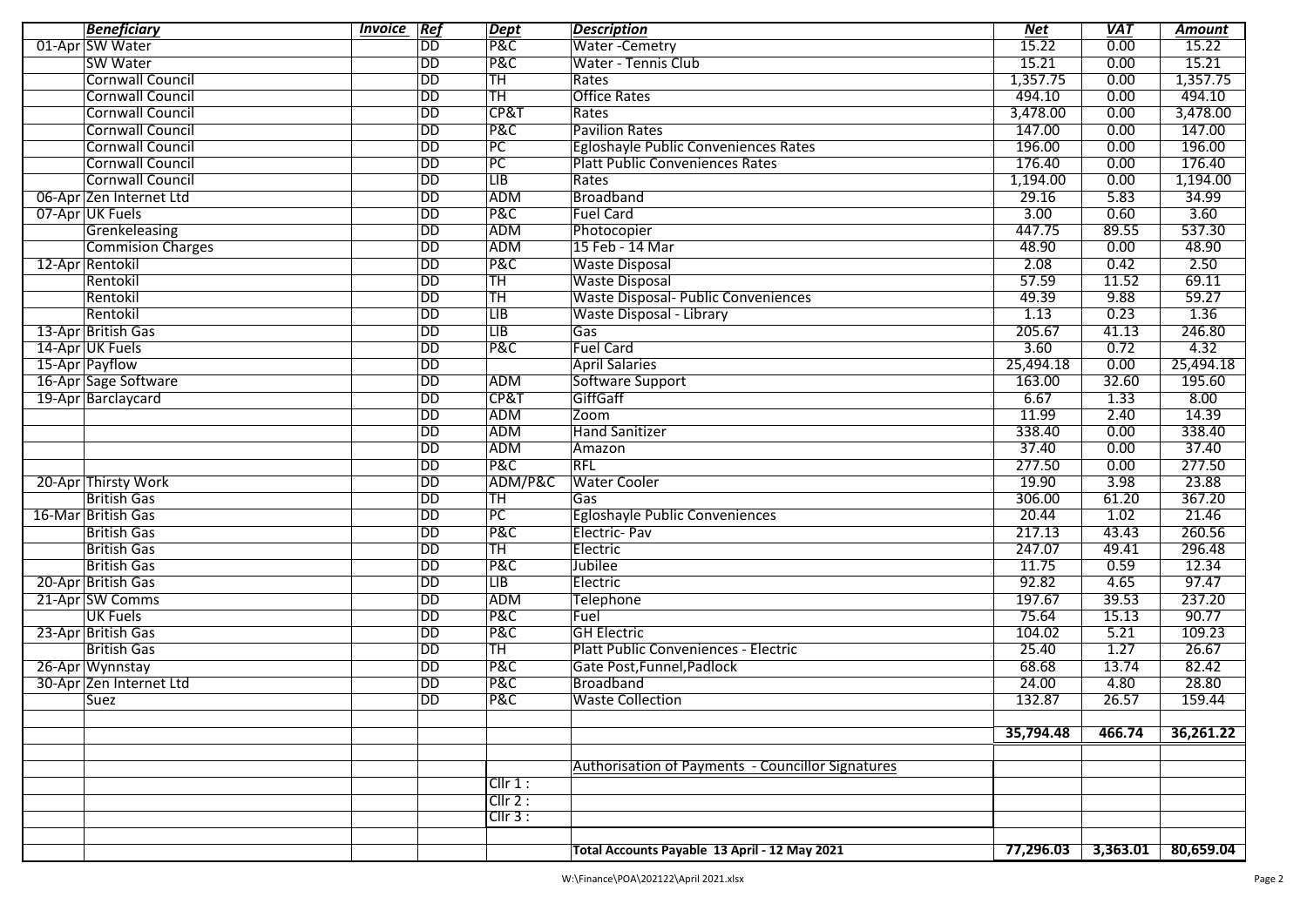| | Beneficiary | Invoice | Ref | Dept | Description | Net | VAT | Amount |
|---|---|---|---|---|---|---|---|---|
| 01-Apr | SW Water | | DD | P&C | Water -Cemetry | 15.22 | 0.00 | 15.22 |
| | SW Water | | DD | P&C | Water - Tennis Club | 15.21 | 0.00 | 15.21 |
| | Cornwall Council | | DD | TH | Rates | 1,357.75 | 0.00 | 1,357.75 |
| | Cornwall Council | | DD | TH | Office Rates | 494.10 | 0.00 | 494.10 |
| | Cornwall Council | | DD | CP&T | Rates | 3,478.00 | 0.00 | 3,478.00 |
| | Cornwall Council | | DD | P&C | Pavilion Rates | 147.00 | 0.00 | 147.00 |
| | Cornwall Council | | DD | PC | Egloshayle Public Conveniences Rates | 196.00 | 0.00 | 196.00 |
| | Cornwall Council | | DD | PC | Platt Public Conveniences Rates | 176.40 | 0.00 | 176.40 |
| | Cornwall Council | | DD | LIB | Rates | 1,194.00 | 0.00 | 1,194.00 |
| 06-Apr | Zen Internet Ltd | | DD | ADM | Broadband | 29.16 | 5.83 | 34.99 |
| 07-Apr | UK Fuels | | DD | P&C | Fuel Card | 3.00 | 0.60 | 3.60 |
| | Grenkeleasing | | DD | ADM | Photocopier | 447.75 | 89.55 | 537.30 |
| | Commision Charges | | DD | ADM | 15 Feb - 14 Mar | 48.90 | 0.00 | 48.90 |
| 12-Apr | Rentokil | | DD | P&C | Waste Disposal | 2.08 | 0.42 | 2.50 |
| | Rentokil | | DD | TH | Waste Disposal | 57.59 | 11.52 | 69.11 |
| | Rentokil | | DD | TH | Waste Disposal- Public Conveniences | 49.39 | 9.88 | 59.27 |
| | Rentokil | | DD | LIB | Waste Disposal - Library | 1.13 | 0.23 | 1.36 |
| 13-Apr | British Gas | | DD | LIB | Gas | 205.67 | 41.13 | 246.80 |
| 14-Apr | UK Fuels | | DD | P&C | Fuel Card | 3.60 | 0.72 | 4.32 |
| 15-Apr | Payflow | | DD | | April Salaries | 25,494.18 | 0.00 | 25,494.18 |
| 16-Apr | Sage Software | | DD | ADM | Software Support | 163.00 | 32.60 | 195.60 |
| 19-Apr | Barclaycard | | DD | CP&T | GiffGaff | 6.67 | 1.33 | 8.00 |
| | | | DD | ADM | Zoom | 11.99 | 2.40 | 14.39 |
| | | | DD | ADM | Hand Sanitizer | 338.40 | 0.00 | 338.40 |
| | | | DD | ADM | Amazon | 37.40 | 0.00 | 37.40 |
| | | | DD | P&C | RFL | 277.50 | 0.00 | 277.50 |
| 20-Apr | Thirsty Work | | DD | ADM/P&C | Water Cooler | 19.90 | 3.98 | 23.88 |
| | British Gas | | DD | TH | Gas | 306.00 | 61.20 | 367.20 |
| 16-Mar | British Gas | | DD | PC | Egloshayle Public Conveniences | 20.44 | 1.02 | 21.46 |
| | British Gas | | DD | P&C | Electric- Pav | 217.13 | 43.43 | 260.56 |
| | British Gas | | DD | TH | Electric | 247.07 | 49.41 | 296.48 |
| | British Gas | | DD | P&C | Jubilee | 11.75 | 0.59 | 12.34 |
| 20-Apr | British Gas | | DD | LIB | Electric | 92.82 | 4.65 | 97.47 |
| 21-Apr | SW Comms | | DD | ADM | Telephone | 197.67 | 39.53 | 237.20 |
| | UK Fuels | | DD | P&C | Fuel | 75.64 | 15.13 | 90.77 |
| 23-Apr | British Gas | | DD | P&C | GH Electric | 104.02 | 5.21 | 109.23 |
| | British Gas | | DD | TH | Platt Public Conveniences - Electric | 25.40 | 1.27 | 26.67 |
| 26-Apr | Wynnstay | | DD | P&C | Gate Post,Funnel,Padlock | 68.68 | 13.74 | 82.42 |
| 30-Apr | Zen Internet Ltd | | DD | P&C | Broadband | 24.00 | 4.80 | 28.80 |
| | Suez | | DD | P&C | Waste Collection | 132.87 | 26.57 | 159.44 |
| | | | | | | | | |
| | | | | | | **35,794.48** | **466.74** | **36,261.22** |
| | | | | | | | | |
| | | | | | Authorisation of Payments - Councillor Signatures | | | |
| | | | | Cllr 1 : | | | | |
| | | | | Cllr 2 : | | | | |
| | | | | Cllr 3 : | | | | |
| | | | | | | | | |
| | | | | | **Total Accounts Payable 13 April - 12 May 2021** | **77,296.03** | **3,363.01** | **80,659.04** |

W:\Finance\POA\202122\April 2021.xlsx